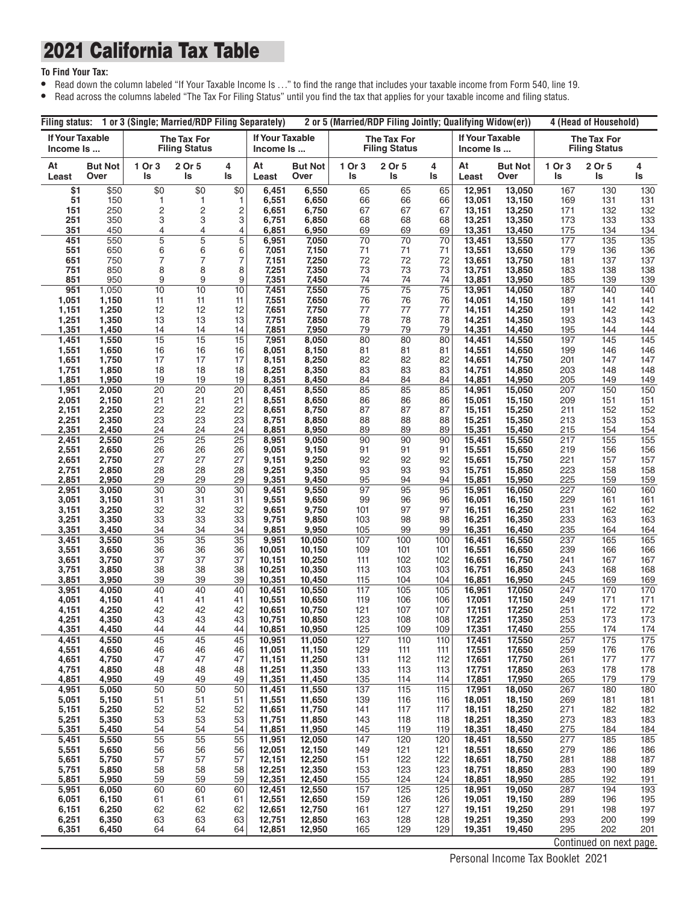# 2021 California Tax Table

**To Find Your Tax:**

- Read down the column labeled "If Your Taxable Income Is . . ." to find the range that includes your taxable income from Form 540, line 19.
- Read across the columns labeled "The Tax For Filing Status" until you find the tax that applies for your taxable income and filing status.

Filing status: 1 or 3 (Single; Married/RDP Filing Separately) 2 or 5 (Married/RDP Filing Jointly; Qualifying Widow(er)) 4 (Head of Household)

| If Your Taxable Income Is ... | | The Tax For Filing Status | | | If Your Taxable Income Is ... | | The Tax For Filing Status | | | If Your Taxable Income Is ... | | The Tax For Filing Status | | |
|---|---|---|---|---|---|---|---|---|---|---|---|---|---|---|
| At Least | But Not Over | 1 Or 3 Is | 2 Or 5 Is | 4 Is | At Least | But Not Over | 1 Or 3 Is | 2 Or 5 Is | 4 Is | At Least | But Not Over | 1 Or 3 Is | 2 Or 5 Is | 4 Is |
| $1 | $50 | $0 | $0 | $0 | 6,451 | 6,550 | 65 | 65 | 65 | 12,951 | 13,050 | 167 | 130 | 130 |
| 51 | 150 | 1 | 1 | 1 | 6,551 | 6,650 | 66 | 66 | 66 | 13,051 | 13,150 | 169 | 131 | 131 |
| 151 | 250 | 2 | 2 | 2 | 6,651 | 6,750 | 67 | 67 | 67 | 13,151 | 13,250 | 171 | 132 | 132 |
| 251 | 350 | 3 | 3 | 3 | 6,751 | 6,850 | 68 | 68 | 68 | 13,251 | 13,350 | 173 | 133 | 133 |
| 351 | 450 | 4 | 4 | 4 | 6,851 | 6,950 | 69 | 69 | 69 | 13,351 | 13,450 | 175 | 134 | 134 |
| 451 | 550 | 5 | 5 | 5 | 6,951 | 7,050 | 70 | 70 | 70 | 13,451 | 13,550 | 177 | 135 | 135 |
| 551 | 650 | 6 | 6 | 6 | 7,051 | 7,150 | 71 | 71 | 71 | 13,551 | 13,650 | 179 | 136 | 136 |
| 651 | 750 | 7 | 7 | 7 | 7,151 | 7,250 | 72 | 72 | 72 | 13,651 | 13,750 | 181 | 137 | 137 |
| 751 | 850 | 8 | 8 | 8 | 7,251 | 7,350 | 73 | 73 | 73 | 13,751 | 13,850 | 183 | 138 | 138 |
| 851 | 950 | 9 | 9 | 9 | 7,351 | 7,450 | 74 | 74 | 74 | 13,851 | 13,950 | 185 | 139 | 139 |
| 951 | 1,050 | 10 | 10 | 10 | 7,451 | 7,550 | 75 | 75 | 75 | 13,951 | 14,050 | 187 | 140 | 140 |
| 1,051 | 1,150 | 11 | 11 | 11 | 7,551 | 7,650 | 76 | 76 | 76 | 14,051 | 14,150 | 189 | 141 | 141 |
| 1,151 | 1,250 | 12 | 12 | 12 | 7,651 | 7,750 | 77 | 77 | 77 | 14,151 | 14,250 | 191 | 142 | 142 |
| 1,251 | 1,350 | 13 | 13 | 13 | 7,751 | 7,850 | 78 | 78 | 78 | 14,251 | 14,350 | 193 | 143 | 143 |
| 1,351 | 1,450 | 14 | 14 | 14 | 7,851 | 7,950 | 79 | 79 | 79 | 14,351 | 14,450 | 195 | 144 | 144 |
| 1,451 | 1,550 | 15 | 15 | 15 | 7,951 | 8,050 | 80 | 80 | 80 | 14,451 | 14,550 | 197 | 145 | 145 |
| 1,551 | 1,650 | 16 | 16 | 16 | 8,051 | 8,150 | 81 | 81 | 81 | 14,551 | 14,650 | 199 | 146 | 146 |
| 1,651 | 1,750 | 17 | 17 | 17 | 8,151 | 8,250 | 82 | 82 | 82 | 14,651 | 14,750 | 201 | 147 | 147 |
| 1,751 | 1,850 | 18 | 18 | 18 | 8,251 | 8,350 | 83 | 83 | 83 | 14,751 | 14,850 | 203 | 148 | 148 |
| 1,851 | 1,950 | 19 | 19 | 19 | 8,351 | 8,450 | 84 | 84 | 84 | 14,851 | 14,950 | 205 | 149 | 149 |
| 1,951 | 2,050 | 20 | 20 | 20 | 8,451 | 8,550 | 85 | 85 | 85 | 14,951 | 15,050 | 207 | 150 | 150 |
| 2,051 | 2,150 | 21 | 21 | 21 | 8,551 | 8,650 | 86 | 86 | 86 | 15,051 | 15,150 | 209 | 151 | 151 |
| 2,151 | 2,250 | 22 | 22 | 22 | 8,651 | 8,750 | 87 | 87 | 87 | 15,151 | 15,250 | 211 | 152 | 152 |
| 2,251 | 2,350 | 23 | 23 | 23 | 8,751 | 8,850 | 88 | 88 | 88 | 15,251 | 15,350 | 213 | 153 | 153 |
| 2,351 | 2,450 | 24 | 24 | 24 | 8,851 | 8,950 | 89 | 89 | 89 | 15,351 | 15,450 | 215 | 154 | 154 |
| 2,451 | 2,550 | 25 | 25 | 25 | 8,951 | 9,050 | 90 | 90 | 90 | 15,451 | 15,550 | 217 | 155 | 155 |
| 2,551 | 2,650 | 26 | 26 | 26 | 9,051 | 9,150 | 91 | 91 | 91 | 15,551 | 15,650 | 219 | 156 | 156 |
| 2,651 | 2,750 | 27 | 27 | 27 | 9,151 | 9,250 | 92 | 92 | 92 | 15,651 | 15,750 | 221 | 157 | 157 |
| 2,751 | 2,850 | 28 | 28 | 28 | 9,251 | 9,350 | 93 | 93 | 93 | 15,751 | 15,850 | 223 | 158 | 158 |
| 2,851 | 2,950 | 29 | 29 | 29 | 9,351 | 9,450 | 95 | 94 | 94 | 15,851 | 15,950 | 225 | 159 | 159 |
| 2,951 | 3,050 | 30 | 30 | 30 | 9,451 | 9,550 | 97 | 95 | 95 | 15,951 | 16,050 | 227 | 160 | 160 |
| 3,051 | 3,150 | 31 | 31 | 31 | 9,551 | 9,650 | 99 | 96 | 96 | 16,051 | 16,150 | 229 | 161 | 161 |
| 3,151 | 3,250 | 32 | 32 | 32 | 9,651 | 9,750 | 101 | 97 | 97 | 16,151 | 16,250 | 231 | 162 | 162 |
| 3,251 | 3,350 | 33 | 33 | 33 | 9,751 | 9,850 | 103 | 98 | 98 | 16,251 | 16,350 | 233 | 163 | 163 |
| 3,351 | 3,450 | 34 | 34 | 34 | 9,851 | 9,950 | 105 | 99 | 99 | 16,351 | 16,450 | 235 | 164 | 164 |
| 3,451 | 3,550 | 35 | 35 | 35 | 9,951 | 10,050 | 107 | 100 | 100 | 16,451 | 16,550 | 237 | 165 | 165 |
| 3,551 | 3,650 | 36 | 36 | 36 | 10,051 | 10,150 | 109 | 101 | 101 | 16,551 | 16,650 | 239 | 166 | 166 |
| 3,651 | 3,750 | 37 | 37 | 37 | 10,151 | 10,250 | 111 | 102 | 102 | 16,651 | 16,750 | 241 | 167 | 167 |
| 3,751 | 3,850 | 38 | 38 | 38 | 10,251 | 10,350 | 113 | 103 | 103 | 16,751 | 16,850 | 243 | 168 | 168 |
| 3,851 | 3,950 | 39 | 39 | 39 | 10,351 | 10,450 | 115 | 104 | 104 | 16,851 | 16,950 | 245 | 169 | 169 |
| 3,951 | 4,050 | 40 | 40 | 40 | 10,451 | 10,550 | 117 | 105 | 105 | 16,951 | 17,050 | 247 | 170 | 170 |
| 4,051 | 4,150 | 41 | 41 | 41 | 10,551 | 10,650 | 119 | 106 | 106 | 17,051 | 17,150 | 249 | 171 | 171 |
| 4,151 | 4,250 | 42 | 42 | 42 | 10,651 | 10,750 | 121 | 107 | 107 | 17,151 | 17,250 | 251 | 172 | 172 |
| 4,251 | 4,350 | 43 | 43 | 43 | 10,751 | 10,850 | 123 | 108 | 108 | 17,251 | 17,350 | 253 | 173 | 173 |
| 4,351 | 4,450 | 44 | 44 | 44 | 10,851 | 10,950 | 125 | 109 | 109 | 17,351 | 17,450 | 255 | 174 | 174 |
| 4,451 | 4,550 | 45 | 45 | 45 | 10,951 | 11,050 | 127 | 110 | 110 | 17,451 | 17,550 | 257 | 175 | 175 |
| 4,551 | 4,650 | 46 | 46 | 46 | 11,051 | 11,150 | 129 | 111 | 111 | 17,551 | 17,650 | 259 | 176 | 176 |
| 4,651 | 4,750 | 47 | 47 | 47 | 11,151 | 11,250 | 131 | 112 | 112 | 17,651 | 17,750 | 261 | 177 | 177 |
| 4,751 | 4,850 | 48 | 48 | 48 | 11,251 | 11,350 | 133 | 113 | 113 | 17,751 | 17,850 | 263 | 178 | 178 |
| 4,851 | 4,950 | 49 | 49 | 49 | 11,351 | 11,450 | 135 | 114 | 114 | 17,851 | 17,950 | 265 | 179 | 179 |
| 4,951 | 5,050 | 50 | 50 | 50 | 11,451 | 11,550 | 137 | 115 | 115 | 17,951 | 18,050 | 267 | 180 | 180 |
| 5,051 | 5,150 | 51 | 51 | 51 | 11,551 | 11,650 | 139 | 116 | 116 | 18,051 | 18,150 | 269 | 181 | 181 |
| 5,151 | 5,250 | 52 | 52 | 52 | 11,651 | 11,750 | 141 | 117 | 117 | 18,151 | 18,250 | 271 | 182 | 182 |
| 5,251 | 5,350 | 53 | 53 | 53 | 11,751 | 11,850 | 143 | 118 | 118 | 18,251 | 18,350 | 273 | 183 | 183 |
| 5,351 | 5,450 | 54 | 54 | 54 | 11,851 | 11,950 | 145 | 119 | 119 | 18,351 | 18,450 | 275 | 184 | 184 |
| 5,451 | 5,550 | 55 | 55 | 55 | 11,951 | 12,050 | 147 | 120 | 120 | 18,451 | 18,550 | 277 | 185 | 185 |
| 5,551 | 5,650 | 56 | 56 | 56 | 12,051 | 12,150 | 149 | 121 | 121 | 18,551 | 18,650 | 279 | 186 | 186 |
| 5,651 | 5,750 | 57 | 57 | 57 | 12,151 | 12,250 | 151 | 122 | 122 | 18,651 | 18,750 | 281 | 188 | 187 |
| 5,751 | 5,850 | 58 | 58 | 58 | 12,251 | 12,350 | 153 | 123 | 123 | 18,751 | 18,850 | 283 | 190 | 189 |
| 5,851 | 5,950 | 59 | 59 | 59 | 12,351 | 12,450 | 155 | 124 | 124 | 18,851 | 18,950 | 285 | 192 | 191 |
| 5,951 | 6,050 | 60 | 60 | 60 | 12,451 | 12,550 | 157 | 125 | 125 | 18,951 | 19,050 | 287 | 194 | 193 |
| 6,051 | 6,150 | 61 | 61 | 61 | 12,551 | 12,650 | 159 | 126 | 126 | 19,051 | 19,150 | 289 | 196 | 195 |
| 6,151 | 6,250 | 62 | 62 | 62 | 12,651 | 12,750 | 161 | 127 | 127 | 19,151 | 19,250 | 291 | 198 | 197 |
| 6,251 | 6,350 | 63 | 63 | 63 | 12,751 | 12,850 | 163 | 128 | 128 | 19,251 | 19,350 | 293 | 200 | 199 |
| 6,351 | 6,450 | 64 | 64 | 64 | 12,851 | 12,950 | 165 | 129 | 129 | 19,351 | 19,450 | 295 | 202 | 201 |

Continued on next page.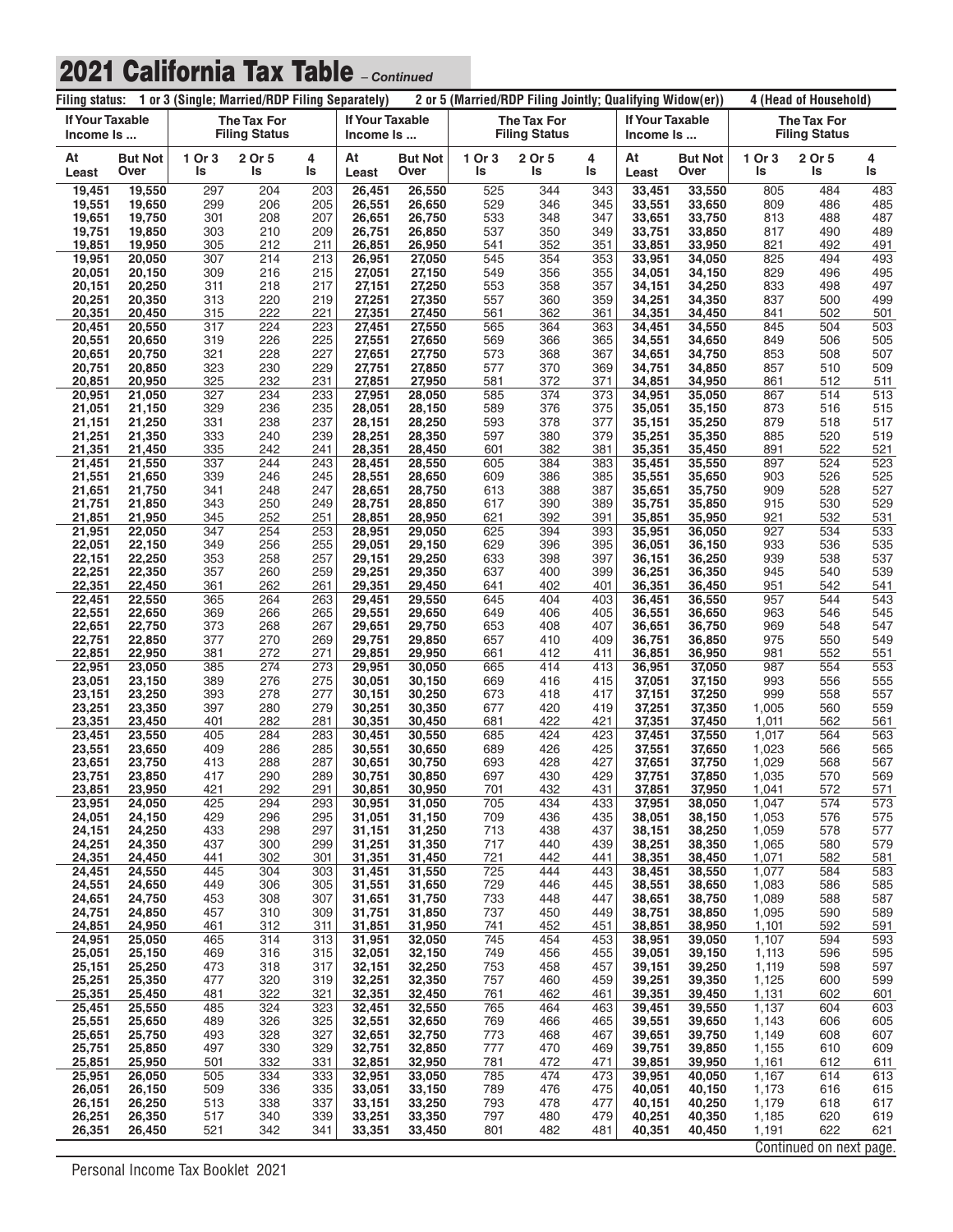# 2021 California Tax Table *– Continued*

Filing status: 1 or 3 (Single; Married/RDP Filing Separately) 2 or 5 (Married/RDP Filing Jointly; Qualifying Widow(er)) 4 (Head of Household)

| If Your Taxable Income Is ... | | The Tax For Filing Status | | | If Your Taxable Income Is ... | | The Tax For Filing Status | | | If Your Taxable Income Is ... | | The Tax For Filing Status | | |
|---|---|---|---|---|---|---|---|---|---|---|---|---|---|---|
| At Least | But Not Over | 1 Or 3 Is | 2 Or 5 Is | 4 Is | At Least | But Not Over | 1 Or 3 Is | 2 Or 5 Is | 4 Is | At Least | But Not Over | 1 Or 3 Is | 2 Or 5 Is | 4 Is |
| 19,451 | 19,550 | 297 | 204 | 203 | 26,451 | 26,550 | 525 | 344 | 343 | 33,451 | 33,550 | 805 | 484 | 483 |
| 19,551 | 19,650 | 299 | 206 | 205 | 26,551 | 26,650 | 529 | 346 | 345 | 33,551 | 33,650 | 809 | 486 | 485 |
| 19,651 | 19,750 | 301 | 208 | 207 | 26,651 | 26,750 | 533 | 348 | 347 | 33,651 | 33,750 | 813 | 488 | 487 |
| 19,751 | 19,850 | 303 | 210 | 209 | 26,751 | 26,850 | 537 | 350 | 349 | 33,751 | 33,850 | 817 | 490 | 489 |
| 19,851 | 19,950 | 305 | 212 | 211 | 26,851 | 26,950 | 541 | 352 | 351 | 33,851 | 33,950 | 821 | 492 | 491 |
| 19,951 | 20,050 | 307 | 214 | 213 | 26,951 | 27,050 | 545 | 354 | 353 | 33,951 | 34,050 | 825 | 494 | 493 |
| 20,051 | 20,150 | 309 | 216 | 215 | 27,051 | 27,150 | 549 | 356 | 355 | 34,051 | 34,150 | 829 | 496 | 495 |
| 20,151 | 20,250 | 311 | 218 | 217 | 27,151 | 27,250 | 553 | 358 | 357 | 34,151 | 34,250 | 833 | 498 | 497 |
| 20,251 | 20,350 | 313 | 220 | 219 | 27,251 | 27,350 | 557 | 360 | 359 | 34,251 | 34,350 | 837 | 500 | 499 |
| 20,351 | 20,450 | 315 | 222 | 221 | 27,351 | 27,450 | 561 | 362 | 361 | 34,351 | 34,450 | 841 | 502 | 501 |
| 20,451 | 20,550 | 317 | 224 | 223 | 27,451 | 27,550 | 565 | 364 | 363 | 34,451 | 34,550 | 845 | 504 | 503 |
| 20,551 | 20,650 | 319 | 226 | 225 | 27,551 | 27,650 | 569 | 366 | 365 | 34,551 | 34,650 | 849 | 506 | 505 |
| 20,651 | 20,750 | 321 | 228 | 227 | 27,651 | 27,750 | 573 | 368 | 367 | 34,651 | 34,750 | 853 | 508 | 507 |
| 20,751 | 20,850 | 323 | 230 | 229 | 27,751 | 27,850 | 577 | 370 | 369 | 34,751 | 34,850 | 857 | 510 | 509 |
| 20,851 | 20,950 | 325 | 232 | 231 | 27,851 | 27,950 | 581 | 372 | 371 | 34,851 | 34,950 | 861 | 512 | 511 |
| 20,951 | 21,050 | 327 | 234 | 233 | 27,951 | 28,050 | 585 | 374 | 373 | 34,951 | 35,050 | 867 | 514 | 513 |
| 21,051 | 21,150 | 329 | 236 | 235 | 28,051 | 28,150 | 589 | 376 | 375 | 35,051 | 35,150 | 873 | 516 | 515 |
| 21,151 | 21,250 | 331 | 238 | 237 | 28,151 | 28,250 | 593 | 378 | 377 | 35,151 | 35,250 | 879 | 518 | 517 |
| 21,251 | 21,350 | 333 | 240 | 239 | 28,251 | 28,350 | 597 | 380 | 379 | 35,251 | 35,350 | 885 | 520 | 519 |
| 21,351 | 21,450 | 335 | 242 | 241 | 28,351 | 28,450 | 601 | 382 | 381 | 35,351 | 35,450 | 891 | 522 | 521 |
| 21,451 | 21,550 | 337 | 244 | 243 | 28,451 | 28,550 | 605 | 384 | 383 | 35,451 | 35,550 | 897 | 524 | 523 |
| 21,551 | 21,650 | 339 | 246 | 245 | 28,551 | 28,650 | 609 | 386 | 385 | 35,551 | 35,650 | 903 | 526 | 525 |
| 21,651 | 21,750 | 341 | 248 | 247 | 28,651 | 28,750 | 613 | 388 | 387 | 35,651 | 35,750 | 909 | 528 | 527 |
| 21,751 | 21,850 | 343 | 250 | 249 | 28,751 | 28,850 | 617 | 390 | 389 | 35,751 | 35,850 | 915 | 530 | 529 |
| 21,851 | 21,950 | 345 | 252 | 251 | 28,851 | 28,950 | 621 | 392 | 391 | 35,851 | 35,950 | 921 | 532 | 531 |
| 21,951 | 22,050 | 347 | 254 | 253 | 28,951 | 29,050 | 625 | 394 | 393 | 35,951 | 36,050 | 927 | 534 | 533 |
| 22,051 | 22,150 | 349 | 256 | 255 | 29,051 | 29,150 | 629 | 396 | 395 | 36,051 | 36,150 | 933 | 536 | 535 |
| 22,151 | 22,250 | 353 | 258 | 257 | 29,151 | 29,250 | 633 | 398 | 397 | 36,151 | 36,250 | 939 | 538 | 537 |
| 22,251 | 22,350 | 357 | 260 | 259 | 29,251 | 29,350 | 637 | 400 | 399 | 36,251 | 36,350 | 945 | 540 | 539 |
| 22,351 | 22,450 | 361 | 262 | 261 | 29,351 | 29,450 | 641 | 402 | 401 | 36,351 | 36,450 | 951 | 542 | 541 |
| 22,451 | 22,550 | 365 | 264 | 263 | 29,451 | 29,550 | 645 | 404 | 403 | 36,451 | 36,550 | 957 | 544 | 543 |
| 22,551 | 22,650 | 369 | 266 | 265 | 29,551 | 29,650 | 649 | 406 | 405 | 36,551 | 36,650 | 963 | 546 | 545 |
| 22,651 | 22,750 | 373 | 268 | 267 | 29,651 | 29,750 | 653 | 408 | 407 | 36,651 | 36,750 | 969 | 548 | 547 |
| 22,751 | 22,850 | 377 | 270 | 269 | 29,751 | 29,850 | 657 | 410 | 409 | 36,751 | 36,850 | 975 | 550 | 549 |
| 22,851 | 22,950 | 381 | 272 | 271 | 29,851 | 29,950 | 661 | 412 | 411 | 36,851 | 36,950 | 981 | 552 | 551 |
| 22,951 | 23,050 | 385 | 274 | 273 | 29,951 | 30,050 | 665 | 414 | 413 | 36,951 | 37,050 | 987 | 554 | 553 |
| 23,051 | 23,150 | 389 | 276 | 275 | 30,051 | 30,150 | 669 | 416 | 415 | 37,051 | 37,150 | 993 | 556 | 555 |
| 23,151 | 23,250 | 393 | 278 | 277 | 30,151 | 30,250 | 673 | 418 | 417 | 37,151 | 37,250 | 999 | 558 | 557 |
| 23,251 | 23,350 | 397 | 280 | 279 | 30,251 | 30,350 | 677 | 420 | 419 | 37,251 | 37,350 | 1,005 | 560 | 559 |
| 23,351 | 23,450 | 401 | 282 | 281 | 30,351 | 30,450 | 681 | 422 | 421 | 37,351 | 37,450 | 1,011 | 562 | 561 |
| 23,451 | 23,550 | 405 | 284 | 283 | 30,451 | 30,550 | 685 | 424 | 423 | 37,451 | 37,550 | 1,017 | 564 | 563 |
| 23,551 | 23,650 | 409 | 286 | 285 | 30,551 | 30,650 | 689 | 426 | 425 | 37,551 | 37,650 | 1,023 | 566 | 565 |
| 23,651 | 23,750 | 413 | 288 | 287 | 30,651 | 30,750 | 693 | 428 | 427 | 37,651 | 37,750 | 1,029 | 568 | 567 |
| 23,751 | 23,850 | 417 | 290 | 289 | 30,751 | 30,850 | 697 | 430 | 429 | 37,751 | 37,850 | 1,035 | 570 | 569 |
| 23,851 | 23,950 | 421 | 292 | 291 | 30,851 | 30,950 | 701 | 432 | 431 | 37,851 | 37,950 | 1,041 | 572 | 571 |
| 23,951 | 24,050 | 425 | 294 | 293 | 30,951 | 31,050 | 705 | 434 | 433 | 37,951 | 38,050 | 1,047 | 574 | 573 |
| 24,051 | 24,150 | 429 | 296 | 295 | 31,051 | 31,150 | 709 | 436 | 435 | 38,051 | 38,150 | 1,053 | 576 | 575 |
| 24,151 | 24,250 | 433 | 298 | 297 | 31,151 | 31,250 | 713 | 438 | 437 | 38,151 | 38,250 | 1,059 | 578 | 577 |
| 24,251 | 24,350 | 437 | 300 | 299 | 31,251 | 31,350 | 717 | 440 | 439 | 38,251 | 38,350 | 1,065 | 580 | 579 |
| 24,351 | 24,450 | 441 | 302 | 301 | 31,351 | 31,450 | 721 | 442 | 441 | 38,351 | 38,450 | 1,071 | 582 | 581 |
| 24,451 | 24,550 | 445 | 304 | 303 | 31,451 | 31,550 | 725 | 444 | 443 | 38,451 | 38,550 | 1,077 | 584 | 583 |
| 24,551 | 24,650 | 449 | 306 | 305 | 31,551 | 31,650 | 729 | 446 | 445 | 38,551 | 38,650 | 1,083 | 586 | 585 |
| 24,651 | 24,750 | 453 | 308 | 307 | 31,651 | 31,750 | 733 | 448 | 447 | 38,651 | 38,750 | 1,089 | 588 | 587 |
| 24,751 | 24,850 | 457 | 310 | 309 | 31,751 | 31,850 | 737 | 450 | 449 | 38,751 | 38,850 | 1,095 | 590 | 589 |
| 24,851 | 24,950 | 461 | 312 | 311 | 31,851 | 31,950 | 741 | 452 | 451 | 38,851 | 38,950 | 1,101 | 592 | 591 |
| 24,951 | 25,050 | 465 | 314 | 313 | 31,951 | 32,050 | 745 | 454 | 453 | 38,951 | 39,050 | 1,107 | 594 | 593 |
| 25,051 | 25,150 | 469 | 316 | 315 | 32,051 | 32,150 | 749 | 456 | 455 | 39,051 | 39,150 | 1,113 | 596 | 595 |
| 25,151 | 25,250 | 473 | 318 | 317 | 32,151 | 32,250 | 753 | 458 | 457 | 39,151 | 39,250 | 1,119 | 598 | 597 |
| 25,251 | 25,350 | 477 | 320 | 319 | 32,251 | 32,350 | 757 | 460 | 459 | 39,251 | 39,350 | 1,125 | 600 | 599 |
| 25,351 | 25,450 | 481 | 322 | 321 | 32,351 | 32,450 | 761 | 462 | 461 | 39,351 | 39,450 | 1,131 | 602 | 601 |
| 25,451 | 25,550 | 485 | 324 | 323 | 32,451 | 32,550 | 765 | 464 | 463 | 39,451 | 39,550 | 1,137 | 604 | 603 |
| 25,551 | 25,650 | 489 | 326 | 325 | 32,551 | 32,650 | 769 | 466 | 465 | 39,551 | 39,650 | 1,143 | 606 | 605 |
| 25,651 | 25,750 | 493 | 328 | 327 | 32,651 | 32,750 | 773 | 468 | 467 | 39,651 | 39,750 | 1,149 | 608 | 607 |
| 25,751 | 25,850 | 497 | 330 | 329 | 32,751 | 32,850 | 777 | 470 | 469 | 39,751 | 39,850 | 1,155 | 610 | 609 |
| 25,851 | 25,950 | 501 | 332 | 331 | 32,851 | 32,950 | 781 | 472 | 471 | 39,851 | 39,950 | 1,161 | 612 | 611 |
| 25,951 | 26,050 | 505 | 334 | 333 | 32,951 | 33,050 | 785 | 474 | 473 | 39,951 | 40,050 | 1,167 | 614 | 613 |
| 26,051 | 26,150 | 509 | 336 | 335 | 33,051 | 33,150 | 789 | 476 | 475 | 40,051 | 40,150 | 1,173 | 616 | 615 |
| 26,151 | 26,250 | 513 | 338 | 337 | 33,151 | 33,250 | 793 | 478 | 477 | 40,151 | 40,250 | 1,179 | 618 | 617 |
| 26,251 | 26,350 | 517 | 340 | 339 | 33,251 | 33,350 | 797 | 480 | 479 | 40,251 | 40,350 | 1,185 | 620 | 619 |
| 26,351 | 26,450 | 521 | 342 | 341 | 33,351 | 33,450 | 801 | 482 | 481 | 40,351 | 40,450 | 1,191 | 622 | 621 |

Continued on next page.

Personal Income Tax Booklet 2021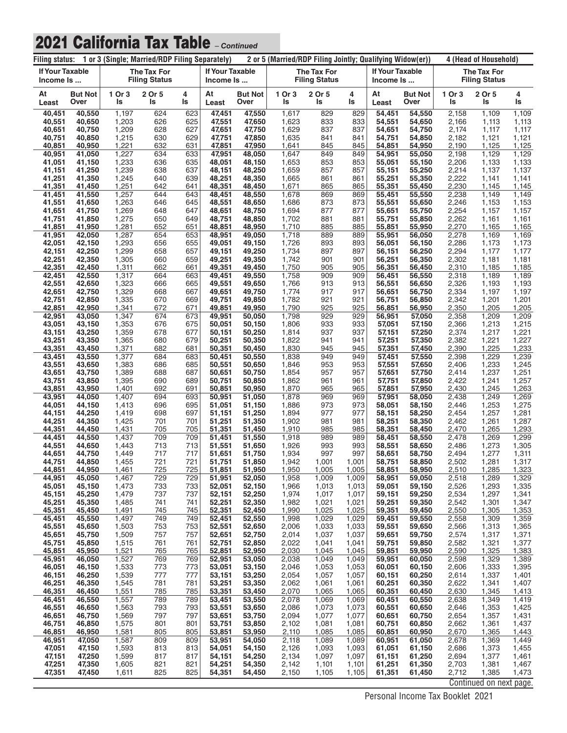# 2021 California Tax Table *– Continued*

Filing status: 1 or 3 (Single; Married/RDP Filing Separately) 2 or 5 (Married/RDP Filing Jointly; Qualifying Widow(er)) 4 (Head of Household)

| If Your Taxable Income Is ... | | The Tax For Filing Status | | | If Your Taxable Income Is ... | | The Tax For Filing Status | | | If Your Taxable Income Is ... | | The Tax For Filing Status | | |
|---|---|---|---|---|---|---|---|---|---|---|---|---|---|---|
| At Least | But Not Over | 1 Or 3 Is | 2 Or 5 Is | 4 Is | At Least | But Not Over | 1 Or 3 Is | 2 Or 5 Is | 4 Is | At Least | But Not Over | 1 Or 3 Is | 2 Or 5 Is | 4 Is |
| 40,451 | 40,550 | 1,197 | 624 | 623 | 47,451 | 47,550 | 1,617 | 829 | 829 | 54,451 | 54,550 | 2,158 | 1,109 | 1,109 |
| 40,551 | 40,650 | 1,203 | 626 | 625 | 47,551 | 47,650 | 1,623 | 833 | 833 | 54,551 | 54,650 | 2,166 | 1,113 | 1,113 |
| 40,651 | 40,750 | 1,209 | 628 | 627 | 47,651 | 47,750 | 1,629 | 837 | 837 | 54,651 | 54,750 | 2,174 | 1,117 | 1,117 |
| 40,751 | 40,850 | 1,215 | 630 | 629 | 47,751 | 47,850 | 1,635 | 841 | 841 | 54,751 | 54,850 | 2,182 | 1,121 | 1,121 |
| 40,851 | 40,950 | 1,221 | 632 | 631 | 47,851 | 47,950 | 1,641 | 845 | 845 | 54,851 | 54,950 | 2,190 | 1,125 | 1,125 |
| 40,951 | 41,050 | 1,227 | 634 | 633 | 47,951 | 48,050 | 1,647 | 849 | 849 | 54,951 | 55,050 | 2,198 | 1,129 | 1,129 |
| 41,051 | 41,150 | 1,233 | 636 | 635 | 48,051 | 48,150 | 1,653 | 853 | 853 | 55,051 | 55,150 | 2,206 | 1,133 | 1,133 |
| 41,151 | 41,250 | 1,239 | 638 | 637 | 48,151 | 48,250 | 1,659 | 857 | 857 | 55,151 | 55,250 | 2,214 | 1,137 | 1,137 |
| 41,251 | 41,350 | 1,245 | 640 | 639 | 48,251 | 48,350 | 1,665 | 861 | 861 | 55,251 | 55,350 | 2,222 | 1,141 | 1,141 |
| 41,351 | 41,450 | 1,251 | 642 | 641 | 48,351 | 48,450 | 1,671 | 865 | 865 | 55,351 | 55,450 | 2,230 | 1,145 | 1,145 |
| 41,451 | 41,550 | 1,257 | 644 | 643 | 48,451 | 48,550 | 1,678 | 869 | 869 | 55,451 | 55,550 | 2,238 | 1,149 | 1,149 |
| 41,551 | 41,650 | 1,263 | 646 | 645 | 48,551 | 48,650 | 1,686 | 873 | 873 | 55,551 | 55,650 | 2,246 | 1,153 | 1,153 |
| 41,651 | 41,750 | 1,269 | 648 | 647 | 48,651 | 48,750 | 1,694 | 877 | 877 | 55,651 | 55,750 | 2,254 | 1,157 | 1,157 |
| 41,751 | 41,850 | 1,275 | 650 | 649 | 48,751 | 48,850 | 1,702 | 881 | 881 | 55,751 | 55,850 | 2,262 | 1,161 | 1,161 |
| 41,851 | 41,950 | 1,281 | 652 | 651 | 48,851 | 48,950 | 1,710 | 885 | 885 | 55,851 | 55,950 | 2,270 | 1,165 | 1,165 |
| 41,951 | 42,050 | 1,287 | 654 | 653 | 48,951 | 49,050 | 1,718 | 889 | 889 | 55,951 | 56,050 | 2,278 | 1,169 | 1,169 |
| 42,051 | 42,150 | 1,293 | 656 | 655 | 49,051 | 49,150 | 1,726 | 893 | 893 | 56,051 | 56,150 | 2,286 | 1,173 | 1,173 |
| 42,151 | 42,250 | 1,299 | 658 | 657 | 49,151 | 49,250 | 1,734 | 897 | 897 | 56,151 | 56,250 | 2,294 | 1,177 | 1,177 |
| 42,251 | 42,350 | 1,305 | 660 | 659 | 49,251 | 49,350 | 1,742 | 901 | 901 | 56,251 | 56,350 | 2,302 | 1,181 | 1,181 |
| 42,351 | 42,450 | 1,311 | 662 | 661 | 49,351 | 49,450 | 1,750 | 905 | 905 | 56,351 | 56,450 | 2,310 | 1,185 | 1,185 |
| 42,451 | 42,550 | 1,317 | 664 | 663 | 49,451 | 49,550 | 1,758 | 909 | 909 | 56,451 | 56,550 | 2,318 | 1,189 | 1,189 |
| 42,551 | 42,650 | 1,323 | 666 | 665 | 49,551 | 49,650 | 1,766 | 913 | 913 | 56,551 | 56,650 | 2,326 | 1,193 | 1,193 |
| 42,651 | 42,750 | 1,329 | 668 | 667 | 49,651 | 49,750 | 1,774 | 917 | 917 | 56,651 | 56,750 | 2,334 | 1,197 | 1,197 |
| 42,751 | 42,850 | 1,335 | 670 | 669 | 49,751 | 49,850 | 1,782 | 921 | 921 | 56,751 | 56,850 | 2,342 | 1,201 | 1,201 |
| 42,851 | 42,950 | 1,341 | 672 | 671 | 49,851 | 49,950 | 1,790 | 925 | 925 | 56,851 | 56,950 | 2,350 | 1,205 | 1,205 |
| 42,951 | 43,050 | 1,347 | 674 | 673 | 49,951 | 50,050 | 1,798 | 929 | 929 | 56,951 | 57,050 | 2,358 | 1,209 | 1,209 |
| 43,051 | 43,150 | 1,353 | 676 | 675 | 50,051 | 50,150 | 1,806 | 933 | 933 | 57,051 | 57,150 | 2,366 | 1,213 | 1,215 |
| 43,151 | 43,250 | 1,359 | 678 | 677 | 50,151 | 50,250 | 1,814 | 937 | 937 | 57,151 | 57,250 | 2,374 | 1,217 | 1,221 |
| 43,251 | 43,350 | 1,365 | 680 | 679 | 50,251 | 50,350 | 1,822 | 941 | 941 | 57,251 | 57,350 | 2,382 | 1,221 | 1,227 |
| 43,351 | 43,450 | 1,371 | 682 | 681 | 50,351 | 50,450 | 1,830 | 945 | 945 | 57,351 | 57,450 | 2,390 | 1,225 | 1,233 |
| 43,451 | 43,550 | 1,377 | 684 | 683 | 50,451 | 50,550 | 1,838 | 949 | 949 | 57,451 | 57,550 | 2,398 | 1,229 | 1,239 |
| 43,551 | 43,650 | 1,383 | 686 | 685 | 50,551 | 50,650 | 1,846 | 953 | 953 | 57,551 | 57,650 | 2,406 | 1,233 | 1,245 |
| 43,651 | 43,750 | 1,389 | 688 | 687 | 50,651 | 50,750 | 1,854 | 957 | 957 | 57,651 | 57,750 | 2,414 | 1,237 | 1,251 |
| 43,751 | 43,850 | 1,395 | 690 | 689 | 50,751 | 50,850 | 1,862 | 961 | 961 | 57,751 | 57,850 | 2,422 | 1,241 | 1,257 |
| 43,851 | 43,950 | 1,401 | 692 | 691 | 50,851 | 50,950 | 1,870 | 965 | 965 | 57,851 | 57,950 | 2,430 | 1,245 | 1,263 |
| 43,951 | 44,050 | 1,407 | 694 | 693 | 50,951 | 51,050 | 1,878 | 969 | 969 | 57,951 | 58,050 | 2,438 | 1,249 | 1,269 |
| 44,051 | 44,150 | 1,413 | 696 | 695 | 51,051 | 51,150 | 1,886 | 973 | 973 | 58,051 | 58,150 | 2,446 | 1,253 | 1,275 |
| 44,151 | 44,250 | 1,419 | 698 | 697 | 51,151 | 51,250 | 1,894 | 977 | 977 | 58,151 | 58,250 | 2,454 | 1,257 | 1,281 |
| 44,251 | 44,350 | 1,425 | 701 | 701 | 51,251 | 51,350 | 1,902 | 981 | 981 | 58,251 | 58,350 | 2,462 | 1,261 | 1,287 |
| 44,351 | 44,450 | 1,431 | 705 | 705 | 51,351 | 51,450 | 1,910 | 985 | 985 | 58,351 | 58,450 | 2,470 | 1,265 | 1,293 |
| 44,451 | 44,550 | 1,437 | 709 | 709 | 51,451 | 51,550 | 1,918 | 989 | 989 | 58,451 | 58,550 | 2,478 | 1,269 | 1,299 |
| 44,551 | 44,650 | 1,443 | 713 | 713 | 51,551 | 51,650 | 1,926 | 993 | 993 | 58,551 | 58,650 | 2,486 | 1,273 | 1,305 |
| 44,651 | 44,750 | 1,449 | 717 | 717 | 51,651 | 51,750 | 1,934 | 997 | 997 | 58,651 | 58,750 | 2,494 | 1,277 | 1,311 |
| 44,751 | 44,850 | 1,455 | 721 | 721 | 51,751 | 51,850 | 1,942 | 1,001 | 1,001 | 58,751 | 58,850 | 2,502 | 1,281 | 1,317 |
| 44,851 | 44,950 | 1,461 | 725 | 725 | 51,851 | 51,950 | 1,950 | 1,005 | 1,005 | 58,851 | 58,950 | 2,510 | 1,285 | 1,323 |
| 44,951 | 45,050 | 1,467 | 729 | 729 | 51,951 | 52,050 | 1,958 | 1,009 | 1,009 | 58,951 | 59,050 | 2,518 | 1,289 | 1,329 |
| 45,051 | 45,150 | 1,473 | 733 | 733 | 52,051 | 52,150 | 1,966 | 1,013 | 1,013 | 59,051 | 59,150 | 2,526 | 1,293 | 1,335 |
| 45,151 | 45,250 | 1,479 | 737 | 737 | 52,151 | 52,250 | 1,974 | 1,017 | 1,017 | 59,151 | 59,250 | 2,534 | 1,297 | 1,341 |
| 45,251 | 45,350 | 1,485 | 741 | 741 | 52,251 | 52,350 | 1,982 | 1,021 | 1,021 | 59,251 | 59,350 | 2,542 | 1,301 | 1,347 |
| 45,351 | 45,450 | 1,491 | 745 | 745 | 52,351 | 52,450 | 1,990 | 1,025 | 1,025 | 59,351 | 59,450 | 2,550 | 1,305 | 1,353 |
| 45,451 | 45,550 | 1,497 | 749 | 749 | 52,451 | 52,550 | 1,998 | 1,029 | 1,029 | 59,451 | 59,550 | 2,558 | 1,309 | 1,359 |
| 45,551 | 45,650 | 1,503 | 753 | 753 | 52,551 | 52,650 | 2,006 | 1,033 | 1,033 | 59,551 | 59,650 | 2,566 | 1,313 | 1,365 |
| 45,651 | 45,750 | 1,509 | 757 | 757 | 52,651 | 52,750 | 2,014 | 1,037 | 1,037 | 59,651 | 59,750 | 2,574 | 1,317 | 1,371 |
| 45,751 | 45,850 | 1,515 | 761 | 761 | 52,751 | 52,850 | 2,022 | 1,041 | 1,041 | 59,751 | 59,850 | 2,582 | 1,321 | 1,377 |
| 45,851 | 45,950 | 1,521 | 765 | 765 | 52,851 | 52,950 | 2,030 | 1,045 | 1,045 | 59,851 | 59,950 | 2,590 | 1,325 | 1,383 |
| 45,951 | 46,050 | 1,527 | 769 | 769 | 52,951 | 53,050 | 2,038 | 1,049 | 1,049 | 59,951 | 60,050 | 2,598 | 1,329 | 1,389 |
| 46,051 | 46,150 | 1,533 | 773 | 773 | 53,051 | 53,150 | 2,046 | 1,053 | 1,053 | 60,051 | 60,150 | 2,606 | 1,333 | 1,395 |
| 46,151 | 46,250 | 1,539 | 777 | 777 | 53,151 | 53,250 | 2,054 | 1,057 | 1,057 | 60,151 | 60,250 | 2,614 | 1,337 | 1,401 |
| 46,251 | 46,350 | 1,545 | 781 | 781 | 53,251 | 53,350 | 2,062 | 1,061 | 1,061 | 60,251 | 60,350 | 2,622 | 1,341 | 1,407 |
| 46,351 | 46,450 | 1,551 | 785 | 785 | 53,351 | 53,450 | 2,070 | 1,065 | 1,065 | 60,351 | 60,450 | 2,630 | 1,345 | 1,413 |
| 46,451 | 46,550 | 1,557 | 789 | 789 | 53,451 | 53,550 | 2,078 | 1,069 | 1,069 | 60,451 | 60,550 | 2,638 | 1,349 | 1,419 |
| 46,551 | 46,650 | 1,563 | 793 | 793 | 53,551 | 53,650 | 2,086 | 1,073 | 1,073 | 60,551 | 60,650 | 2,646 | 1,353 | 1,425 |
| 46,651 | 46,750 | 1,569 | 797 | 797 | 53,651 | 53,750 | 2,094 | 1,077 | 1,077 | 60,651 | 60,750 | 2,654 | 1,357 | 1,431 |
| 46,751 | 46,850 | 1,575 | 801 | 801 | 53,751 | 53,850 | 2,102 | 1,081 | 1,081 | 60,751 | 60,850 | 2,662 | 1,361 | 1,437 |
| 46,851 | 46,950 | 1,581 | 805 | 805 | 53,851 | 53,950 | 2,110 | 1,085 | 1,085 | 60,851 | 60,950 | 2,670 | 1,365 | 1,443 |
| 46,951 | 47,050 | 1,587 | 809 | 809 | 53,951 | 54,050 | 2,118 | 1,089 | 1,089 | 60,951 | 61,050 | 2,678 | 1,369 | 1,449 |
| 47,051 | 47,150 | 1,593 | 813 | 813 | 54,051 | 54,150 | 2,126 | 1,093 | 1,093 | 61,051 | 61,150 | 2,686 | 1,373 | 1,455 |
| 47,151 | 47,250 | 1,599 | 817 | 817 | 54,151 | 54,250 | 2,134 | 1,097 | 1,097 | 61,151 | 61,250 | 2,694 | 1,377 | 1,461 |
| 47,251 | 47,350 | 1,605 | 821 | 821 | 54,251 | 54,350 | 2,142 | 1,101 | 1,101 | 61,251 | 61,350 | 2,703 | 1,381 | 1,467 |
| 47,351 | 47,450 | 1,611 | 825 | 825 | 54,351 | 54,450 | 2,150 | 1,105 | 1,105 | 61,351 | 61,450 | 2,712 | 1,385 | 1,473 |

Continued on next page.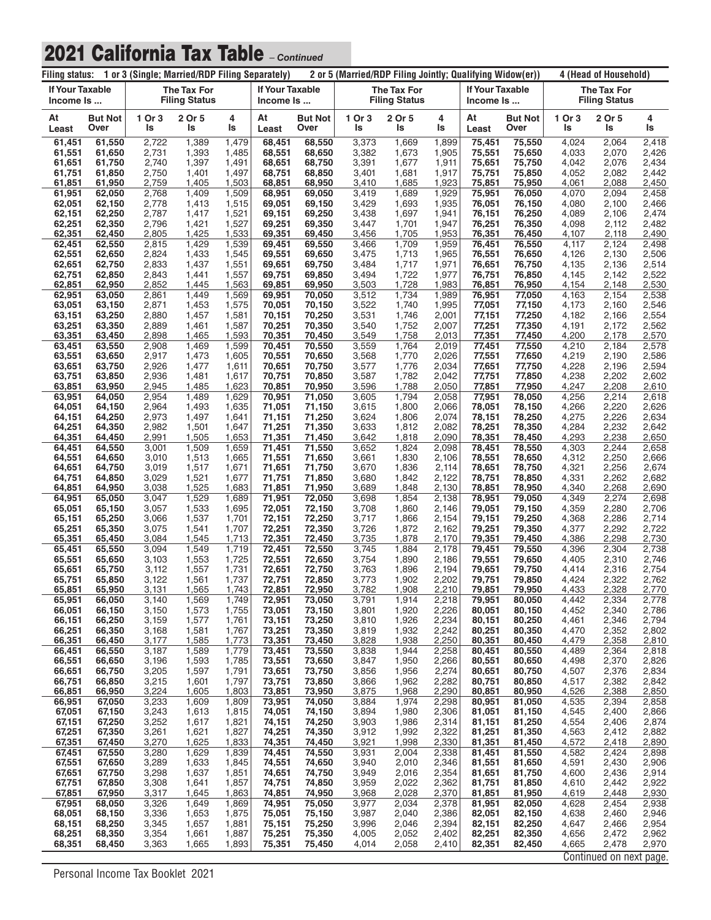## 2021 California Tax Table *– Continued*

Filing status: 1 or 3 (Single; Married/RDP Filing Separately) 2 or 5 (Married/RDP Filing Jointly; Qualifying Widow(er)) 4 (Head of Household)

| If Your Taxable Income Is ... | | The Tax For Filing Status | | | If Your Taxable Income Is ... | | The Tax For Filing Status | | | If Your Taxable Income Is ... | | The Tax For Filing Status | | |
|---|---|---|---|---|---|---|---|---|---|---|---|---|---|---|
| At Least | But Not Over | 1 Or 3 Is | 2 Or 5 Is | 4 Is | At Least | But Not Over | 1 Or 3 Is | 2 Or 5 Is | 4 Is | At Least | But Not Over | 1 Or 3 Is | 2 Or 5 Is | 4 Is |
| 61,451 | 61,550 | 2,722 | 1,389 | 1,479 | 68,451 | 68,550 | 3,373 | 1,669 | 1,899 | 75,451 | 75,550 | 4,024 | 2,064 | 2,418 |
| 61,551 | 61,650 | 2,731 | 1,393 | 1,485 | 68,551 | 68,650 | 3,382 | 1,673 | 1,905 | 75,551 | 75,650 | 4,033 | 2,070 | 2,426 |
| 61,651 | 61,750 | 2,740 | 1,397 | 1,491 | 68,651 | 68,750 | 3,391 | 1,677 | 1,911 | 75,651 | 75,750 | 4,042 | 2,076 | 2,434 |
| 61,751 | 61,850 | 2,750 | 1,401 | 1,497 | 68,751 | 68,850 | 3,401 | 1,681 | 1,917 | 75,751 | 75,850 | 4,052 | 2,082 | 2,442 |
| 61,851 | 61,950 | 2,759 | 1,405 | 1,503 | 68,851 | 68,950 | 3,410 | 1,685 | 1,923 | 75,851 | 75,950 | 4,061 | 2,088 | 2,450 |
| 61,951 | 62,050 | 2,768 | 1,409 | 1,509 | 68,951 | 69,050 | 3,419 | 1,689 | 1,929 | 75,951 | 76,050 | 4,070 | 2,094 | 2,458 |
| 62,051 | 62,150 | 2,778 | 1,413 | 1,515 | 69,051 | 69,150 | 3,429 | 1,693 | 1,935 | 76,051 | 76,150 | 4,080 | 2,100 | 2,466 |
| 62,151 | 62,250 | 2,787 | 1,417 | 1,521 | 69,151 | 69,250 | 3,438 | 1,697 | 1,941 | 76,151 | 76,250 | 4,089 | 2,106 | 2,474 |
| 62,251 | 62,350 | 2,796 | 1,421 | 1,527 | 69,251 | 69,350 | 3,447 | 1,701 | 1,947 | 76,251 | 76,350 | 4,098 | 2,112 | 2,482 |
| 62,351 | 62,450 | 2,805 | 1,425 | 1,533 | 69,351 | 69,450 | 3,456 | 1,705 | 1,953 | 76,351 | 76,450 | 4,107 | 2,118 | 2,490 |
| 62,451 | 62,550 | 2,815 | 1,429 | 1,539 | 69,451 | 69,550 | 3,466 | 1,709 | 1,959 | 76,451 | 76,550 | 4,117 | 2,124 | 2,498 |
| 62,551 | 62,650 | 2,824 | 1,433 | 1,545 | 69,551 | 69,650 | 3,475 | 1,713 | 1,965 | 76,551 | 76,650 | 4,126 | 2,130 | 2,506 |
| 62,651 | 62,750 | 2,833 | 1,437 | 1,551 | 69,651 | 69,750 | 3,484 | 1,717 | 1,971 | 76,651 | 76,750 | 4,135 | 2,136 | 2,514 |
| 62,751 | 62,850 | 2,843 | 1,441 | 1,557 | 69,751 | 69,850 | 3,494 | 1,722 | 1,977 | 76,751 | 76,850 | 4,145 | 2,142 | 2,522 |
| 62,851 | 62,950 | 2,852 | 1,445 | 1,563 | 69,851 | 69,950 | 3,503 | 1,728 | 1,983 | 76,851 | 76,950 | 4,154 | 2,148 | 2,530 |
| 62,951 | 63,050 | 2,861 | 1,449 | 1,569 | 69,951 | 70,050 | 3,512 | 1,734 | 1,989 | 76,951 | 77,050 | 4,163 | 2,154 | 2,538 |
| 63,051 | 63,150 | 2,871 | 1,453 | 1,575 | 70,051 | 70,150 | 3,522 | 1,740 | 1,995 | 77,051 | 77,150 | 4,173 | 2,160 | 2,546 |
| 63,151 | 63,250 | 2,880 | 1,457 | 1,581 | 70,151 | 70,250 | 3,531 | 1,746 | 2,001 | 77,151 | 77,250 | 4,182 | 2,166 | 2,554 |
| 63,251 | 63,350 | 2,889 | 1,461 | 1,587 | 70,251 | 70,350 | 3,540 | 1,752 | 2,007 | 77,251 | 77,350 | 4,191 | 2,172 | 2,562 |
| 63,351 | 63,450 | 2,898 | 1,465 | 1,593 | 70,351 | 70,450 | 3,549 | 1,758 | 2,013 | 77,351 | 77,450 | 4,200 | 2,178 | 2,570 |
| 63,451 | 63,550 | 2,908 | 1,469 | 1,599 | 70,451 | 70,550 | 3,559 | 1,764 | 2,019 | 77,451 | 77,550 | 4,210 | 2,184 | 2,578 |
| 63,551 | 63,650 | 2,917 | 1,473 | 1,605 | 70,551 | 70,650 | 3,568 | 1,770 | 2,026 | 77,551 | 77,650 | 4,219 | 2,190 | 2,586 |
| 63,651 | 63,750 | 2,926 | 1,477 | 1,611 | 70,651 | 70,750 | 3,577 | 1,776 | 2,034 | 77,651 | 77,750 | 4,228 | 2,196 | 2,594 |
| 63,751 | 63,850 | 2,936 | 1,481 | 1,617 | 70,751 | 70,850 | 3,587 | 1,782 | 2,042 | 77,751 | 77,850 | 4,238 | 2,202 | 2,602 |
| 63,851 | 63,950 | 2,945 | 1,485 | 1,623 | 70,851 | 70,950 | 3,596 | 1,788 | 2,050 | 77,851 | 77,950 | 4,247 | 2,208 | 2,610 |
| 63,951 | 64,050 | 2,954 | 1,489 | 1,629 | 70,951 | 71,050 | 3,605 | 1,794 | 2,058 | 77,951 | 78,050 | 4,256 | 2,214 | 2,618 |
| 64,051 | 64,150 | 2,964 | 1,493 | 1,635 | 71,051 | 71,150 | 3,615 | 1,800 | 2,066 | 78,051 | 78,150 | 4,266 | 2,220 | 2,626 |
| 64,151 | 64,250 | 2,973 | 1,497 | 1,641 | 71,151 | 71,250 | 3,624 | 1,806 | 2,074 | 78,151 | 78,250 | 4,275 | 2,226 | 2,634 |
| 64,251 | 64,350 | 2,982 | 1,501 | 1,647 | 71,251 | 71,350 | 3,633 | 1,812 | 2,082 | 78,251 | 78,350 | 4,284 | 2,232 | 2,642 |
| 64,351 | 64,450 | 2,991 | 1,505 | 1,653 | 71,351 | 71,450 | 3,642 | 1,818 | 2,090 | 78,351 | 78,450 | 4,293 | 2,238 | 2,650 |
| 64,451 | 64,550 | 3,001 | 1,509 | 1,659 | 71,451 | 71,550 | 3,652 | 1,824 | 2,098 | 78,451 | 78,550 | 4,303 | 2,244 | 2,658 |
| 64,551 | 64,650 | 3,010 | 1,513 | 1,665 | 71,551 | 71,650 | 3,661 | 1,830 | 2,106 | 78,551 | 78,650 | 4,312 | 2,250 | 2,666 |
| 64,651 | 64,750 | 3,019 | 1,517 | 1,671 | 71,651 | 71,750 | 3,670 | 1,836 | 2,114 | 78,651 | 78,750 | 4,321 | 2,256 | 2,674 |
| 64,751 | 64,850 | 3,029 | 1,521 | 1,677 | 71,751 | 71,850 | 3,680 | 1,842 | 2,122 | 78,751 | 78,850 | 4,331 | 2,262 | 2,682 |
| 64,851 | 64,950 | 3,038 | 1,525 | 1,683 | 71,851 | 71,950 | 3,689 | 1,848 | 2,130 | 78,851 | 78,950 | 4,340 | 2,268 | 2,690 |
| 64,951 | 65,050 | 3,047 | 1,529 | 1,689 | 71,951 | 72,050 | 3,698 | 1,854 | 2,138 | 78,951 | 79,050 | 4,349 | 2,274 | 2,698 |
| 65,051 | 65,150 | 3,057 | 1,533 | 1,695 | 72,051 | 72,150 | 3,708 | 1,860 | 2,146 | 79,051 | 79,150 | 4,359 | 2,280 | 2,706 |
| 65,151 | 65,250 | 3,066 | 1,537 | 1,701 | 72,151 | 72,250 | 3,717 | 1,866 | 2,154 | 79,151 | 79,250 | 4,368 | 2,286 | 2,714 |
| 65,251 | 65,350 | 3,075 | 1,541 | 1,707 | 72,251 | 72,350 | 3,726 | 1,872 | 2,162 | 79,251 | 79,350 | 4,377 | 2,292 | 2,722 |
| 65,351 | 65,450 | 3,084 | 1,545 | 1,713 | 72,351 | 72,450 | 3,735 | 1,878 | 2,170 | 79,351 | 79,450 | 4,386 | 2,298 | 2,730 |
| 65,451 | 65,550 | 3,094 | 1,549 | 1,719 | 72,451 | 72,550 | 3,745 | 1,884 | 2,178 | 79,451 | 79,550 | 4,396 | 2,304 | 2,738 |
| 65,551 | 65,650 | 3,103 | 1,553 | 1,725 | 72,551 | 72,650 | 3,754 | 1,890 | 2,186 | 79,551 | 79,650 | 4,405 | 2,310 | 2,746 |
| 65,651 | 65,750 | 3,112 | 1,557 | 1,731 | 72,651 | 72,750 | 3,763 | 1,896 | 2,194 | 79,651 | 79,750 | 4,414 | 2,316 | 2,754 |
| 65,751 | 65,850 | 3,122 | 1,561 | 1,737 | 72,751 | 72,850 | 3,773 | 1,902 | 2,202 | 79,751 | 79,850 | 4,424 | 2,322 | 2,762 |
| 65,851 | 65,950 | 3,131 | 1,565 | 1,743 | 72,851 | 72,950 | 3,782 | 1,908 | 2,210 | 79,851 | 79,950 | 4,433 | 2,328 | 2,770 |
| 65,951 | 66,050 | 3,140 | 1,569 | 1,749 | 72,951 | 73,050 | 3,791 | 1,914 | 2,218 | 79,951 | 80,050 | 4,442 | 2,334 | 2,778 |
| 66,051 | 66,150 | 3,150 | 1,573 | 1,755 | 73,051 | 73,150 | 3,801 | 1,920 | 2,226 | 80,051 | 80,150 | 4,452 | 2,340 | 2,786 |
| 66,151 | 66,250 | 3,159 | 1,577 | 1,761 | 73,151 | 73,250 | 3,810 | 1,926 | 2,234 | 80,151 | 80,250 | 4,461 | 2,346 | 2,794 |
| 66,251 | 66,350 | 3,168 | 1,581 | 1,767 | 73,251 | 73,350 | 3,819 | 1,932 | 2,242 | 80,251 | 80,350 | 4,470 | 2,352 | 2,802 |
| 66,351 | 66,450 | 3,177 | 1,585 | 1,773 | 73,351 | 73,450 | 3,828 | 1,938 | 2,250 | 80,351 | 80,450 | 4,479 | 2,358 | 2,810 |
| 66,451 | 66,550 | 3,187 | 1,589 | 1,779 | 73,451 | 73,550 | 3,838 | 1,944 | 2,258 | 80,451 | 80,550 | 4,489 | 2,364 | 2,818 |
| 66,551 | 66,650 | 3,196 | 1,593 | 1,785 | 73,551 | 73,650 | 3,847 | 1,950 | 2,266 | 80,551 | 80,650 | 4,498 | 2,370 | 2,826 |
| 66,651 | 66,750 | 3,205 | 1,597 | 1,791 | 73,651 | 73,750 | 3,856 | 1,956 | 2,274 | 80,651 | 80,750 | 4,507 | 2,376 | 2,834 |
| 66,751 | 66,850 | 3,215 | 1,601 | 1,797 | 73,751 | 73,850 | 3,866 | 1,962 | 2,282 | 80,751 | 80,850 | 4,517 | 2,382 | 2,842 |
| 66,851 | 66,950 | 3,224 | 1,605 | 1,803 | 73,851 | 73,950 | 3,875 | 1,968 | 2,290 | 80,851 | 80,950 | 4,526 | 2,388 | 2,850 |
| 66,951 | 67,050 | 3,233 | 1,609 | 1,809 | 73,951 | 74,050 | 3,884 | 1,974 | 2,298 | 80,951 | 81,050 | 4,535 | 2,394 | 2,858 |
| 67,051 | 67,150 | 3,243 | 1,613 | 1,815 | 74,051 | 74,150 | 3,894 | 1,980 | 2,306 | 81,051 | 81,150 | 4,545 | 2,400 | 2,866 |
| 67,151 | 67,250 | 3,252 | 1,617 | 1,821 | 74,151 | 74,250 | 3,903 | 1,986 | 2,314 | 81,151 | 81,250 | 4,554 | 2,406 | 2,874 |
| 67,251 | 67,350 | 3,261 | 1,621 | 1,827 | 74,251 | 74,350 | 3,912 | 1,992 | 2,322 | 81,251 | 81,350 | 4,563 | 2,412 | 2,882 |
| 67,351 | 67,450 | 3,270 | 1,625 | 1,833 | 74,351 | 74,450 | 3,921 | 1,998 | 2,330 | 81,351 | 81,450 | 4,572 | 2,418 | 2,890 |
| 67,451 | 67,550 | 3,280 | 1,629 | 1,839 | 74,451 | 74,550 | 3,931 | 2,004 | 2,338 | 81,451 | 81,550 | 4,582 | 2,424 | 2,898 |
| 67,551 | 67,650 | 3,289 | 1,633 | 1,845 | 74,551 | 74,650 | 3,940 | 2,010 | 2,346 | 81,551 | 81,650 | 4,591 | 2,430 | 2,906 |
| 67,651 | 67,750 | 3,298 | 1,637 | 1,851 | 74,651 | 74,750 | 3,949 | 2,016 | 2,354 | 81,651 | 81,750 | 4,600 | 2,436 | 2,914 |
| 67,751 | 67,850 | 3,308 | 1,641 | 1,857 | 74,751 | 74,850 | 3,959 | 2,022 | 2,362 | 81,751 | 81,850 | 4,610 | 2,442 | 2,922 |
| 67,851 | 67,950 | 3,317 | 1,645 | 1,863 | 74,851 | 74,950 | 3,968 | 2,028 | 2,370 | 81,851 | 81,950 | 4,619 | 2,448 | 2,930 |
| 67,951 | 68,050 | 3,326 | 1,649 | 1,869 | 74,951 | 75,050 | 3,977 | 2,034 | 2,378 | 81,951 | 82,050 | 4,628 | 2,454 | 2,938 |
| 68,051 | 68,150 | 3,336 | 1,653 | 1,875 | 75,051 | 75,150 | 3,987 | 2,040 | 2,386 | 82,051 | 82,150 | 4,638 | 2,460 | 2,946 |
| 68,151 | 68,250 | 3,345 | 1,657 | 1,881 | 75,151 | 75,250 | 3,996 | 2,046 | 2,394 | 82,151 | 82,250 | 4,647 | 2,466 | 2,954 |
| 68,251 | 68,350 | 3,354 | 1,661 | 1,887 | 75,251 | 75,350 | 4,005 | 2,052 | 2,402 | 82,251 | 82,350 | 4,656 | 2,472 | 2,962 |
| 68,351 | 68,450 | 3,363 | 1,665 | 1,893 | 75,351 | 75,450 | 4,014 | 2,058 | 2,410 | 82,351 | 82,450 | 4,665 | 2,478 | 2,970 |

Continued on next page.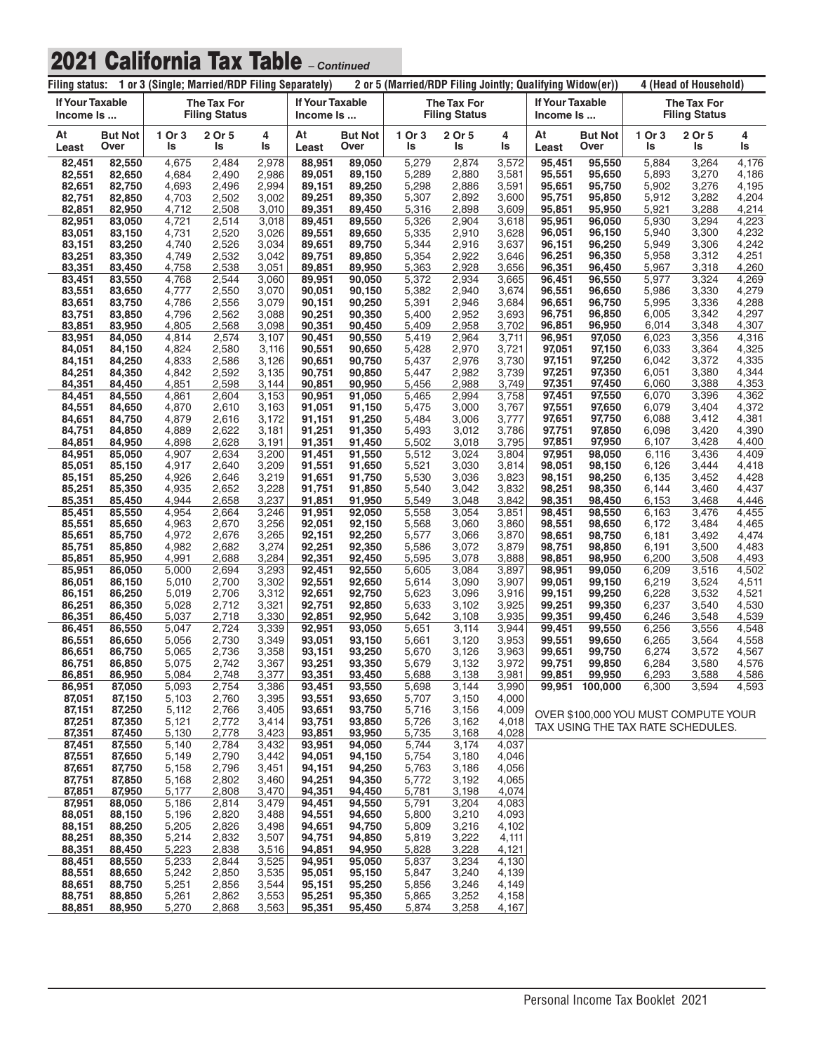# 2021 California Tax Table *– Continued*

Filing status: 1 or 3 (Single; Married/RDP Filing Separately) 2 or 5 (Married/RDP Filing Jointly; Qualifying Widow(er)) 4 (Head of Household)

| If Your Taxable Income Is ... | | The Tax For Filing Status | | | If Your Taxable Income Is ... | | The Tax For Filing Status | | | If Your Taxable Income Is ... | | The Tax For Filing Status | | |
|---|---|---|---|---|---|---|---|---|---|---|---|---|---|---|
| At Least | But Not Over | 1 Or 3 Is | 2 Or 5 Is | 4 Is | At Least | But Not Over | 1 Or 3 Is | 2 Or 5 Is | 4 Is | At Least | But Not Over | 1 Or 3 Is | 2 Or 5 Is | 4 Is |
| 82,451 | 82,550 | 4,675 | 2,484 | 2,978 | 88,951 | 89,050 | 5,279 | 2,874 | 3,572 | 95,451 | 95,550 | 5,884 | 3,264 | 4,176 |
| 82,551 | 82,650 | 4,684 | 2,490 | 2,986 | 89,051 | 89,150 | 5,289 | 2,880 | 3,581 | 95,551 | 95,650 | 5,893 | 3,270 | 4,186 |
| 82,651 | 82,750 | 4,693 | 2,496 | 2,994 | 89,151 | 89,250 | 5,298 | 2,886 | 3,591 | 95,651 | 95,750 | 5,902 | 3,276 | 4,195 |
| 82,751 | 82,850 | 4,703 | 2,502 | 3,002 | 89,251 | 89,350 | 5,307 | 2,892 | 3,600 | 95,751 | 95,850 | 5,912 | 3,282 | 4,204 |
| 82,851 | 82,950 | 4,712 | 2,508 | 3,010 | 89,351 | 89,450 | 5,316 | 2,898 | 3,609 | 95,851 | 95,950 | 5,921 | 3,288 | 4,214 |
| 82,951 | 83,050 | 4,721 | 2,514 | 3,018 | 89,451 | 89,550 | 5,326 | 2,904 | 3,618 | 95,951 | 96,050 | 5,930 | 3,294 | 4,223 |
| 83,051 | 83,150 | 4,731 | 2,520 | 3,026 | 89,551 | 89,650 | 5,335 | 2,910 | 3,628 | 96,051 | 96,150 | 5,940 | 3,300 | 4,232 |
| 83,151 | 83,250 | 4,740 | 2,526 | 3,034 | 89,651 | 89,750 | 5,344 | 2,916 | 3,637 | 96,151 | 96,250 | 5,949 | 3,306 | 4,242 |
| 83,251 | 83,350 | 4,749 | 2,532 | 3,042 | 89,751 | 89,850 | 5,354 | 2,922 | 3,646 | 96,251 | 96,350 | 5,958 | 3,312 | 4,251 |
| 83,351 | 83,450 | 4,758 | 2,538 | 3,051 | 89,851 | 89,950 | 5,363 | 2,928 | 3,656 | 96,351 | 96,450 | 5,967 | 3,318 | 4,260 |
| 83,451 | 83,550 | 4,768 | 2,544 | 3,060 | 89,951 | 90,050 | 5,372 | 2,934 | 3,665 | 96,451 | 96,550 | 5,977 | 3,324 | 4,269 |
| 83,551 | 83,650 | 4,777 | 2,550 | 3,070 | 90,051 | 90,150 | 5,382 | 2,940 | 3,674 | 96,551 | 96,650 | 5,986 | 3,330 | 4,279 |
| 83,651 | 83,750 | 4,786 | 2,556 | 3,079 | 90,151 | 90,250 | 5,391 | 2,946 | 3,684 | 96,651 | 96,750 | 5,995 | 3,336 | 4,288 |
| 83,751 | 83,850 | 4,796 | 2,562 | 3,088 | 90,251 | 90,350 | 5,400 | 2,952 | 3,693 | 96,751 | 96,850 | 6,005 | 3,342 | 4,297 |
| 83,851 | 83,950 | 4,805 | 2,568 | 3,098 | 90,351 | 90,450 | 5,409 | 2,958 | 3,702 | 96,851 | 96,950 | 6,014 | 3,348 | 4,307 |
| 83,951 | 84,050 | 4,814 | 2,574 | 3,107 | 90,451 | 90,550 | 5,419 | 2,964 | 3,711 | 96,951 | 97,050 | 6,023 | 3,356 | 4,316 |
| 84,051 | 84,150 | 4,824 | 2,580 | 3,116 | 90,551 | 90,650 | 5,428 | 2,970 | 3,721 | 97,051 | 97,150 | 6,033 | 3,364 | 4,325 |
| 84,151 | 84,250 | 4,833 | 2,586 | 3,126 | 90,651 | 90,750 | 5,437 | 2,976 | 3,730 | 97,151 | 97,250 | 6,042 | 3,372 | 4,335 |
| 84,251 | 84,350 | 4,842 | 2,592 | 3,135 | 90,751 | 90,850 | 5,447 | 2,982 | 3,739 | 97,251 | 97,350 | 6,051 | 3,380 | 4,344 |
| 84,351 | 84,450 | 4,851 | 2,598 | 3,144 | 90,851 | 90,950 | 5,456 | 2,988 | 3,749 | 97,351 | 97,450 | 6,060 | 3,388 | 4,353 |
| 84,451 | 84,550 | 4,861 | 2,604 | 3,153 | 90,951 | 91,050 | 5,465 | 2,994 | 3,758 | 97,451 | 97,550 | 6,070 | 3,396 | 4,362 |
| 84,551 | 84,650 | 4,870 | 2,610 | 3,163 | 91,051 | 91,150 | 5,475 | 3,000 | 3,767 | 97,551 | 97,650 | 6,079 | 3,404 | 4,372 |
| 84,651 | 84,750 | 4,879 | 2,616 | 3,172 | 91,151 | 91,250 | 5,484 | 3,006 | 3,777 | 97,651 | 97,750 | 6,088 | 3,412 | 4,381 |
| 84,751 | 84,850 | 4,889 | 2,622 | 3,181 | 91,251 | 91,350 | 5,493 | 3,012 | 3,786 | 97,751 | 97,850 | 6,098 | 3,420 | 4,390 |
| 84,851 | 84,950 | 4,898 | 2,628 | 3,191 | 91,351 | 91,450 | 5,502 | 3,018 | 3,795 | 97,851 | 97,950 | 6,107 | 3,428 | 4,400 |
| 84,951 | 85,050 | 4,907 | 2,634 | 3,200 | 91,451 | 91,550 | 5,512 | 3,024 | 3,804 | 97,951 | 98,050 | 6,116 | 3,436 | 4,409 |
| 85,051 | 85,150 | 4,917 | 2,640 | 3,209 | 91,551 | 91,650 | 5,521 | 3,030 | 3,814 | 98,051 | 98,150 | 6,126 | 3,444 | 4,418 |
| 85,151 | 85,250 | 4,926 | 2,646 | 3,219 | 91,651 | 91,750 | 5,530 | 3,036 | 3,823 | 98,151 | 98,250 | 6,135 | 3,452 | 4,428 |
| 85,251 | 85,350 | 4,935 | 2,652 | 3,228 | 91,751 | 91,850 | 5,540 | 3,042 | 3,832 | 98,251 | 98,350 | 6,144 | 3,460 | 4,437 |
| 85,351 | 85,450 | 4,944 | 2,658 | 3,237 | 91,851 | 91,950 | 5,549 | 3,048 | 3,842 | 98,351 | 98,450 | 6,153 | 3,468 | 4,446 |
| 85,451 | 85,550 | 4,954 | 2,664 | 3,246 | 91,951 | 92,050 | 5,558 | 3,054 | 3,851 | 98,451 | 98,550 | 6,163 | 3,476 | 4,455 |
| 85,551 | 85,650 | 4,963 | 2,670 | 3,256 | 92,051 | 92,150 | 5,568 | 3,060 | 3,860 | 98,551 | 98,650 | 6,172 | 3,484 | 4,465 |
| 85,651 | 85,750 | 4,972 | 2,676 | 3,265 | 92,151 | 92,250 | 5,577 | 3,066 | 3,870 | 98,651 | 98,750 | 6,181 | 3,492 | 4,474 |
| 85,751 | 85,850 | 4,982 | 2,682 | 3,274 | 92,251 | 92,350 | 5,586 | 3,072 | 3,879 | 98,751 | 98,850 | 6,191 | 3,500 | 4,483 |
| 85,851 | 85,950 | 4,991 | 2,688 | 3,284 | 92,351 | 92,450 | 5,595 | 3,078 | 3,888 | 98,851 | 98,950 | 6,200 | 3,508 | 4,493 |
| 85,951 | 86,050 | 5,000 | 2,694 | 3,293 | 92,451 | 92,550 | 5,605 | 3,084 | 3,897 | 98,951 | 99,050 | 6,209 | 3,516 | 4,502 |
| 86,051 | 86,150 | 5,010 | 2,700 | 3,302 | 92,551 | 92,650 | 5,614 | 3,090 | 3,907 | 99,051 | 99,150 | 6,219 | 3,524 | 4,511 |
| 86,151 | 86,250 | 5,019 | 2,706 | 3,312 | 92,651 | 92,750 | 5,623 | 3,096 | 3,916 | 99,151 | 99,250 | 6,228 | 3,532 | 4,521 |
| 86,251 | 86,350 | 5,028 | 2,712 | 3,321 | 92,751 | 92,850 | 5,633 | 3,102 | 3,925 | 99,251 | 99,350 | 6,237 | 3,540 | 4,530 |
| 86,351 | 86,450 | 5,037 | 2,718 | 3,330 | 92,851 | 92,950 | 5,642 | 3,108 | 3,935 | 99,351 | 99,450 | 6,246 | 3,548 | 4,539 |
| 86,451 | 86,550 | 5,047 | 2,724 | 3,339 | 92,951 | 93,050 | 5,651 | 3,114 | 3,944 | 99,451 | 99,550 | 6,256 | 3,556 | 4,548 |
| 86,551 | 86,650 | 5,056 | 2,730 | 3,349 | 93,051 | 93,150 | 5,661 | 3,120 | 3,953 | 99,551 | 99,650 | 6,265 | 3,564 | 4,558 |
| 86,651 | 86,750 | 5,065 | 2,736 | 3,358 | 93,151 | 93,250 | 5,670 | 3,126 | 3,963 | 99,651 | 99,750 | 6,274 | 3,572 | 4,567 |
| 86,751 | 86,850 | 5,075 | 2,742 | 3,367 | 93,251 | 93,350 | 5,679 | 3,132 | 3,972 | 99,751 | 99,850 | 6,284 | 3,580 | 4,576 |
| 86,851 | 86,950 | 5,084 | 2,748 | 3,377 | 93,351 | 93,450 | 5,688 | 3,138 | 3,981 | 99,851 | 99,950 | 6,293 | 3,588 | 4,586 |
| 86,951 | 87,050 | 5,093 | 2,754 | 3,386 | 93,451 | 93,550 | 5,698 | 3,144 | 3,990 | 99,951 | 100,000 | 6,300 | 3,594 | 4,593 |
| 87,051 | 87,150 | 5,103 | 2,760 | 3,395 | 93,551 | 93,650 | 5,707 | 3,150 | 4,000 | | | | | |
| 87,151 | 87,250 | 5,112 | 2,766 | 3,405 | 93,651 | 93,750 | 5,716 | 3,156 | 4,009 | | | | | |
| 87,251 | 87,350 | 5,121 | 2,772 | 3,414 | 93,751 | 93,850 | 5,726 | 3,162 | 4,018 | | | | | |
| 87,351 | 87,450 | 5,130 | 2,778 | 3,423 | 93,851 | 93,950 | 5,735 | 3,168 | 4,028 | | | | | |
| 87,451 | 87,550 | 5,140 | 2,784 | 3,432 | 93,951 | 94,050 | 5,744 | 3,174 | 4,037 | | | | | |
| 87,551 | 87,650 | 5,149 | 2,790 | 3,442 | 94,051 | 94,150 | 5,754 | 3,180 | 4,046 | | | | | |
| 87,651 | 87,750 | 5,158 | 2,796 | 3,451 | 94,151 | 94,250 | 5,763 | 3,186 | 4,056 | | | | | |
| 87,751 | 87,850 | 5,168 | 2,802 | 3,460 | 94,251 | 94,350 | 5,772 | 3,192 | 4,065 | | | | | |
| 87,851 | 87,950 | 5,177 | 2,808 | 3,470 | 94,351 | 94,450 | 5,781 | 3,198 | 4,074 | | | | | |
| 87,951 | 88,050 | 5,186 | 2,814 | 3,479 | 94,451 | 94,550 | 5,791 | 3,204 | 4,083 | | | | | |
| 88,051 | 88,150 | 5,196 | 2,820 | 3,488 | 94,551 | 94,650 | 5,800 | 3,210 | 4,093 | | | | | |
| 88,151 | 88,250 | 5,205 | 2,826 | 3,498 | 94,651 | 94,750 | 5,809 | 3,216 | 4,102 | | | | | |
| 88,251 | 88,350 | 5,214 | 2,832 | 3,507 | 94,751 | 94,850 | 5,819 | 3,222 | 4,111 | | | | | |
| 88,351 | 88,450 | 5,223 | 2,838 | 3,516 | 94,851 | 94,950 | 5,828 | 3,228 | 4,121 | | | | | |
| 88,451 | 88,550 | 5,233 | 2,844 | 3,525 | 94,951 | 95,050 | 5,837 | 3,234 | 4,130 | | | | | |
| 88,551 | 88,650 | 5,242 | 2,850 | 3,535 | 95,051 | 95,150 | 5,847 | 3,240 | 4,139 | | | | | |
| 88,651 | 88,750 | 5,251 | 2,856 | 3,544 | 95,151 | 95,250 | 5,856 | 3,246 | 4,149 | | | | | |
| 88,751 | 88,850 | 5,261 | 2,862 | 3,553 | 95,251 | 95,350 | 5,865 | 3,252 | 4,158 | | | | | |
| 88,851 | 88,950 | 5,270 | 2,868 | 3,563 | 95,351 | 95,450 | 5,874 | 3,258 | 4,167 | | | | | |

OVER $100,000 YOU MUST COMPUTE YOUR TAX USING THE TAX RATE SCHEDULES.